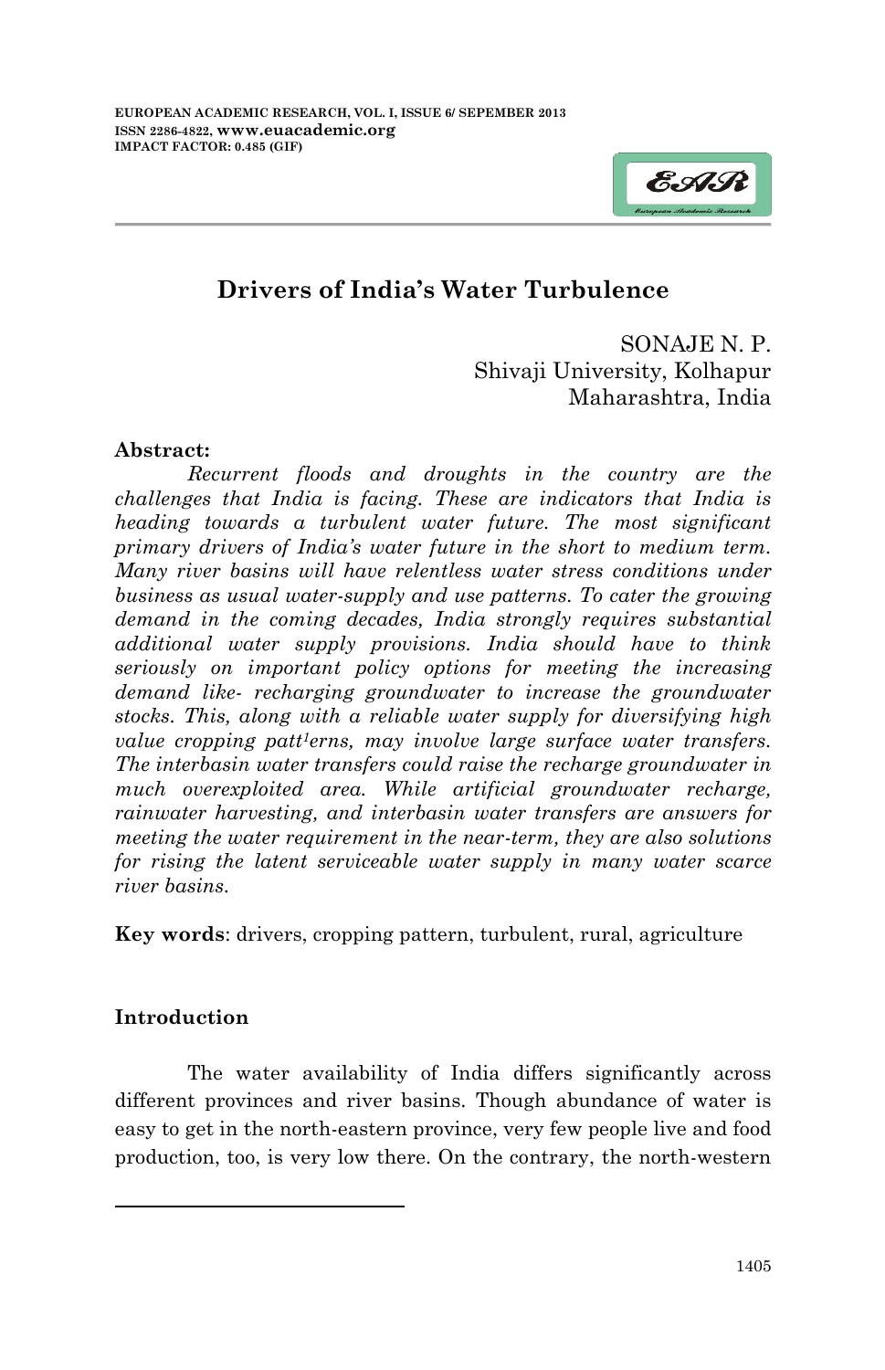# Drivers of India's Water Turbulence

SONAJE N. P.
Shivaji University, Kolhapur
Maharashtra, India

**Abstract:**

*Recurrent floods and droughts in the country are the challenges that India is facing. These are indicators that India is heading towards a turbulent water future. The most significant primary drivers of India's water future in the short to medium term. Many river basins will have relentless water stress conditions under business as usual water-supply and use patterns. To cater the growing demand in the coming decades, India strongly requires substantial additional water supply provisions. India should have to think seriously on important policy options for meeting the increasing demand like- recharging groundwater to increase the groundwater stocks. This, along with a reliable water supply for diversifying high value cropping patt[1]erns, may involve large surface water transfers. The interbasin water transfers could raise the recharge groundwater in much overexploited area. While artificial groundwater recharge, rainwater harvesting, and interbasin water transfers are answers for meeting the water requirement in the near-term, they are also solutions for rising the latent serviceable water supply in many water scarce river basins.*

**Key words**: drivers, cropping pattern, turbulent, rural, agriculture

## Introduction

The water availability of India differs significantly across different provinces and river basins. Though abundance of water is easy to get in the north-eastern province, very few people live and food production, too, is very low there. On the contrary, the north-western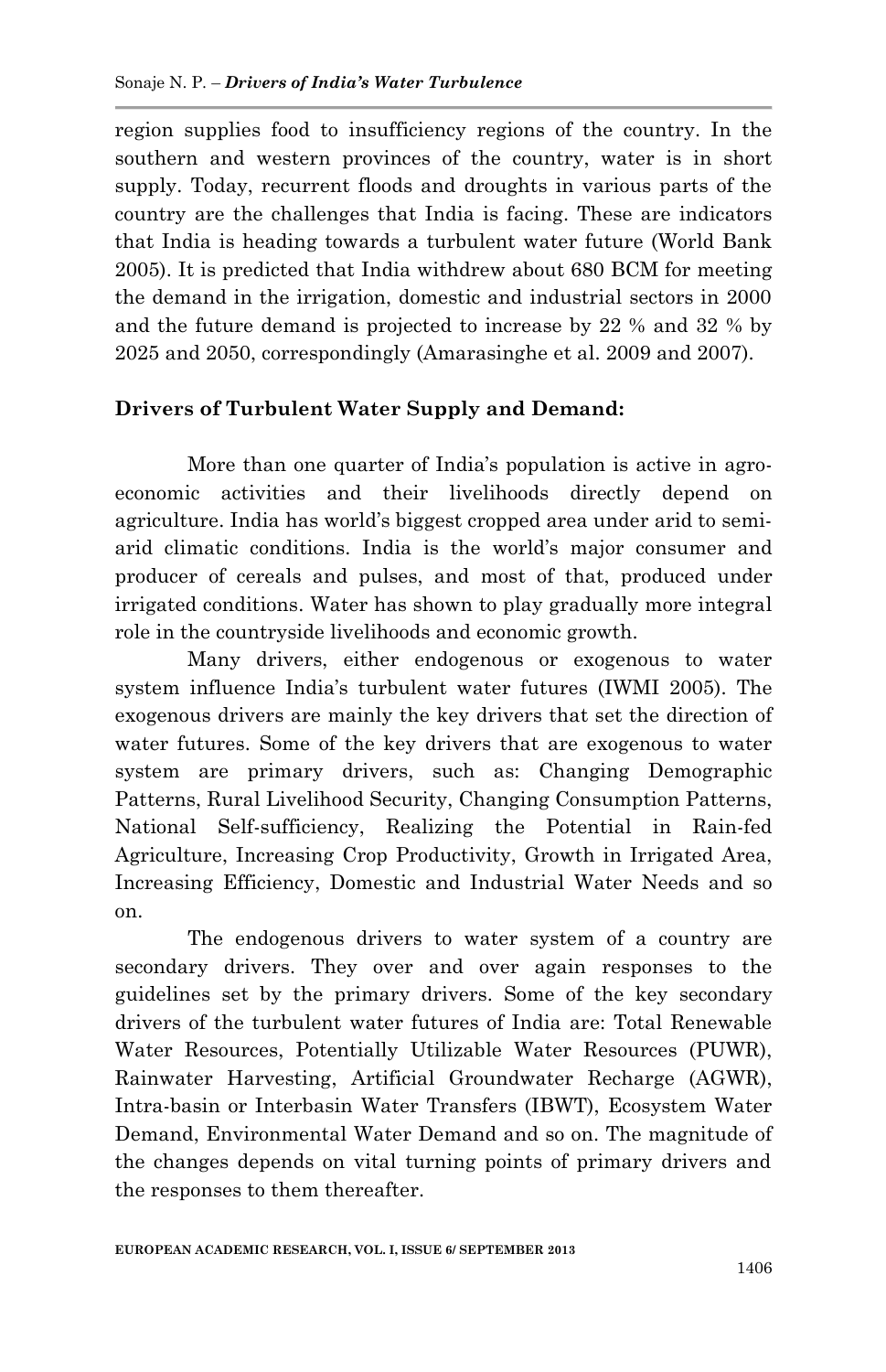region supplies food to insufficiency regions of the country. In the southern and western provinces of the country, water is in short supply. Today, recurrent floods and droughts in various parts of the country are the challenges that India is facing. These are indicators that India is heading towards a turbulent water future (World Bank 2005). It is predicted that India withdrew about 680 BCM for meeting the demand in the irrigation, domestic and industrial sectors in 2000 and the future demand is projected to increase by 22 % and 32 % by 2025 and 2050, correspondingly (Amarasinghe et al. 2009 and 2007).

**Drivers of Turbulent Water Supply and Demand:**

More than one quarter of India's population is active in agro-economic activities and their livelihoods directly depend on agriculture. India has world's biggest cropped area under arid to semi-arid climatic conditions. India is the world's major consumer and producer of cereals and pulses, and most of that, produced under irrigated conditions. Water has shown to play gradually more integral role in the countryside livelihoods and economic growth.

Many drivers, either endogenous or exogenous to water system influence India's turbulent water futures (IWMI 2005). The exogenous drivers are mainly the key drivers that set the direction of water futures. Some of the key drivers that are exogenous to water system are primary drivers, such as: Changing Demographic Patterns, Rural Livelihood Security, Changing Consumption Patterns, National Self-sufficiency, Realizing the Potential in Rain-fed Agriculture, Increasing Crop Productivity, Growth in Irrigated Area, Increasing Efficiency, Domestic and Industrial Water Needs and so on.

The endogenous drivers to water system of a country are secondary drivers. They over and over again responses to the guidelines set by the primary drivers. Some of the key secondary drivers of the turbulent water futures of India are: Total Renewable Water Resources, Potentially Utilizable Water Resources (PUWR), Rainwater Harvesting, Artificial Groundwater Recharge (AGWR), Intra-basin or Interbasin Water Transfers (IBWT), Ecosystem Water Demand, Environmental Water Demand and so on. The magnitude of the changes depends on vital turning points of primary drivers and the responses to them thereafter.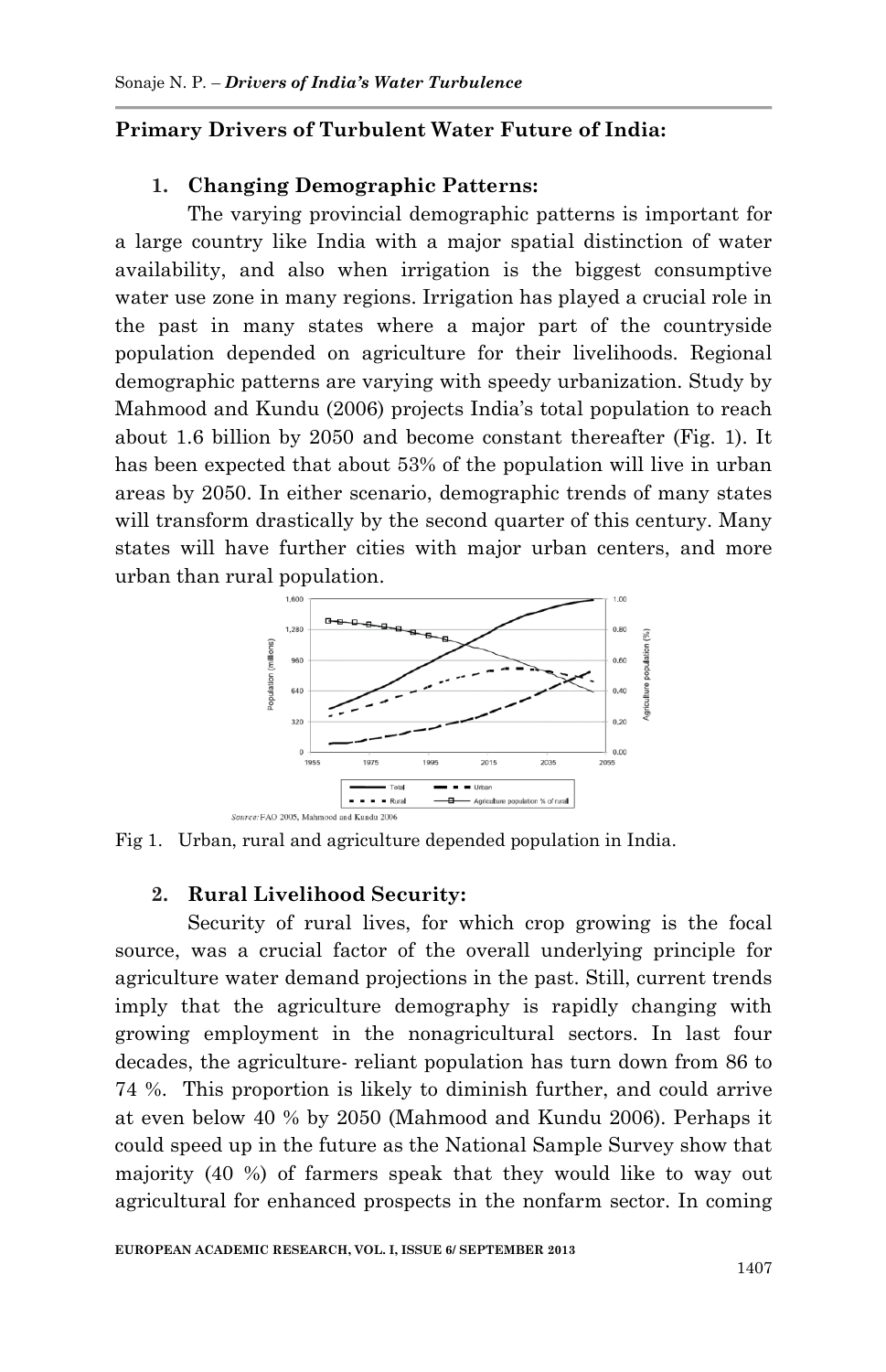## Primary Drivers of Turbulent Water Future of India:

### 1. Changing Demographic Patterns:

The varying provincial demographic patterns is important for a large country like India with a major spatial distinction of water availability, and also when irrigation is the biggest consumptive water use zone in many regions. Irrigation has played a crucial role in the past in many states where a major part of the countryside population depended on agriculture for their livelihoods. Regional demographic patterns are varying with speedy urbanization. Study by Mahmood and Kundu (2006) projects India's total population to reach about 1.6 billion by 2050 and become constant thereafter (Fig. 1). It has been expected that about 53% of the population will live in urban areas by 2050. In either scenario, demographic trends of many states will transform drastically by the second quarter of this century. Many states will have further cities with major urban centers, and more urban than rural population.

Source: FAO 2005, Mahmood and Kundu 2006

Fig 1. Urban, rural and agriculture depended population in India.

### 2. Rural Livelihood Security:

Security of rural lives, for which crop growing is the focal source, was a crucial factor of the overall underlying principle for agriculture water demand projections in the past. Still, current trends imply that the agriculture demography is rapidly changing with growing employment in the nonagricultural sectors. In last four decades, the agriculture- reliant population has turn down from 86 to 74 %. This proportion is likely to diminish further, and could arrive at even below 40 % by 2050 (Mahmood and Kundu 2006). Perhaps it could speed up in the future as the National Sample Survey show that majority (40 %) of farmers speak that they would like to way out agricultural for enhanced prospects in the nonfarm sector. In coming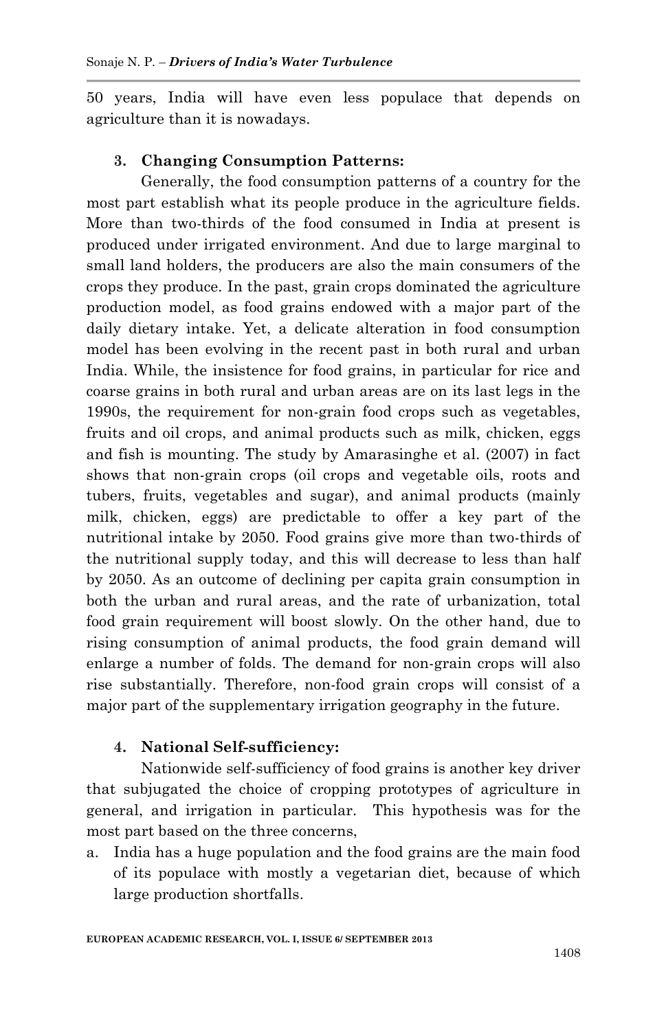50 years, India will have even less populace that depends on agriculture than it is nowadays.

**3. Changing Consumption Patterns:**

Generally, the food consumption patterns of a country for the most part establish what its people produce in the agriculture fields. More than two-thirds of the food consumed in India at present is produced under irrigated environment. And due to large marginal to small land holders, the producers are also the main consumers of the crops they produce. In the past, grain crops dominated the agriculture production model, as food grains endowed with a major part of the daily dietary intake. Yet, a delicate alteration in food consumption model has been evolving in the recent past in both rural and urban India. While, the insistence for food grains, in particular for rice and coarse grains in both rural and urban areas are on its last legs in the 1990s, the requirement for non-grain food crops such as vegetables, fruits and oil crops, and animal products such as milk, chicken, eggs and fish is mounting. The study by Amarasinghe et al. (2007) in fact shows that non-grain crops (oil crops and vegetable oils, roots and tubers, fruits, vegetables and sugar), and animal products (mainly milk, chicken, eggs) are predictable to offer a key part of the nutritional intake by 2050. Food grains give more than two-thirds of the nutritional supply today, and this will decrease to less than half by 2050. As an outcome of declining per capita grain consumption in both the urban and rural areas, and the rate of urbanization, total food grain requirement will boost slowly. On the other hand, due to rising consumption of animal products, the food grain demand will enlarge a number of folds. The demand for non-grain crops will also rise substantially. Therefore, non-food grain crops will consist of a major part of the supplementary irrigation geography in the future.

**4. National Self-sufficiency:**

Nationwide self-sufficiency of food grains is another key driver that subjugated the choice of cropping prototypes of agriculture in general, and irrigation in particular. This hypothesis was for the most part based on the three concerns,

a. India has a huge population and the food grains are the main food of its populace with mostly a vegetarian diet, because of which large production shortfalls.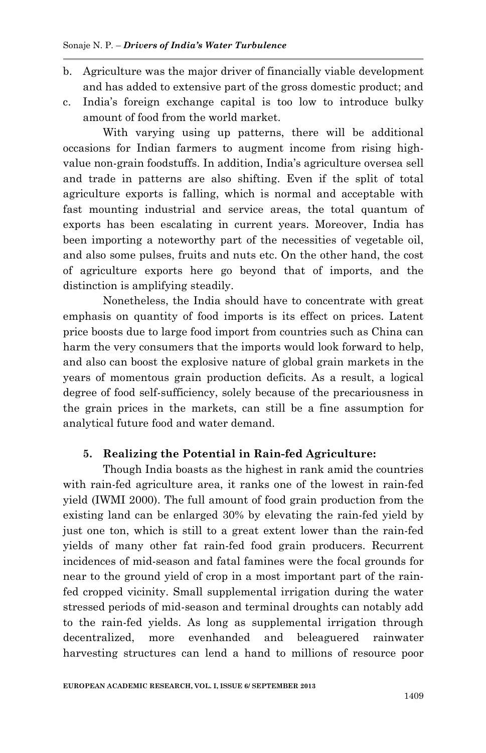b. Agriculture was the major driver of financially viable development and has added to extensive part of the gross domestic product; and
c. India's foreign exchange capital is too low to introduce bulky amount of food from the world market.

With varying using up patterns, there will be additional occasions for Indian farmers to augment income from rising high-value non-grain foodstuffs. In addition, India's agriculture oversea sell and trade in patterns are also shifting. Even if the split of total agriculture exports is falling, which is normal and acceptable with fast mounting industrial and service areas, the total quantum of exports has been escalating in current years. Moreover, India has been importing a noteworthy part of the necessities of vegetable oil, and also some pulses, fruits and nuts etc. On the other hand, the cost of agriculture exports here go beyond that of imports, and the distinction is amplifying steadily.

Nonetheless, the India should have to concentrate with great emphasis on quantity of food imports is its effect on prices. Latent price boosts due to large food import from countries such as China can harm the very consumers that the imports would look forward to help, and also can boost the explosive nature of global grain markets in the years of momentous grain production deficits. As a result, a logical degree of food self-sufficiency, solely because of the precariousness in the grain prices in the markets, can still be a fine assumption for analytical future food and water demand.

**5. Realizing the Potential in Rain-fed Agriculture:**

Though India boasts as the highest in rank amid the countries with rain-fed agriculture area, it ranks one of the lowest in rain-fed yield (IWMI 2000). The full amount of food grain production from the existing land can be enlarged 30% by elevating the rain-fed yield by just one ton, which is still to a great extent lower than the rain-fed yields of many other fat rain-fed food grain producers. Recurrent incidences of mid-season and fatal famines were the focal grounds for near to the ground yield of crop in a most important part of the rain-fed cropped vicinity. Small supplemental irrigation during the water stressed periods of mid-season and terminal droughts can notably add to the rain-fed yields. As long as supplemental irrigation through decentralized, more evenhanded and beleaguered rainwater harvesting structures can lend a hand to millions of resource poor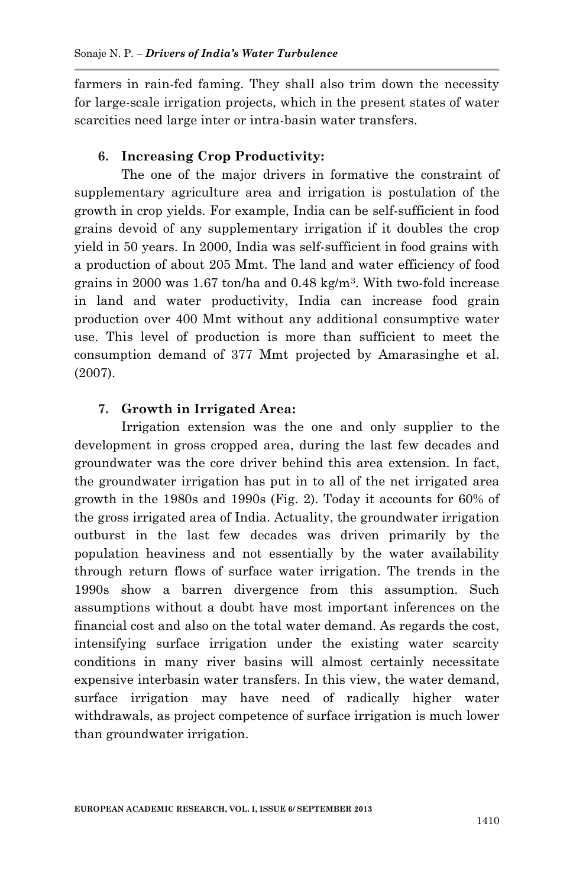farmers in rain-fed faming. They shall also trim down the necessity for large-scale irrigation projects, which in the present states of water scarcities need large inter or intra-basin water transfers.

6. **Increasing Crop Productivity:**

The one of the major drivers in formative the constraint of supplementary agriculture area and irrigation is postulation of the growth in crop yields. For example, India can be self-sufficient in food grains devoid of any supplementary irrigation if it doubles the crop yield in 50 years. In 2000, India was self-sufficient in food grains with a production of about 205 Mmt. The land and water efficiency of food grains in 2000 was 1.67 ton/ha and 0.48 kg/m$^3$. With two-fold increase in land and water productivity, India can increase food grain production over 400 Mmt without any additional consumptive water use. This level of production is more than sufficient to meet the consumption demand of 377 Mmt projected by Amarasinghe et al. (2007).

7. **Growth in Irrigated Area:**

Irrigation extension was the one and only supplier to the development in gross cropped area, during the last few decades and groundwater was the core driver behind this area extension. In fact, the groundwater irrigation has put in to all of the net irrigated area growth in the 1980s and 1990s (Fig. 2). Today it accounts for 60% of the gross irrigated area of India. Actuality, the groundwater irrigation outburst in the last few decades was driven primarily by the population heaviness and not essentially by the water availability through return flows of surface water irrigation. The trends in the 1990s show a barren divergence from this assumption. Such assumptions without a doubt have most important inferences on the financial cost and also on the total water demand. As regards the cost, intensifying surface irrigation under the existing water scarcity conditions in many river basins will almost certainly necessitate expensive interbasin water transfers. In this view, the water demand, surface irrigation may have need of radically higher water withdrawals, as project competence of surface irrigation is much lower than groundwater irrigation.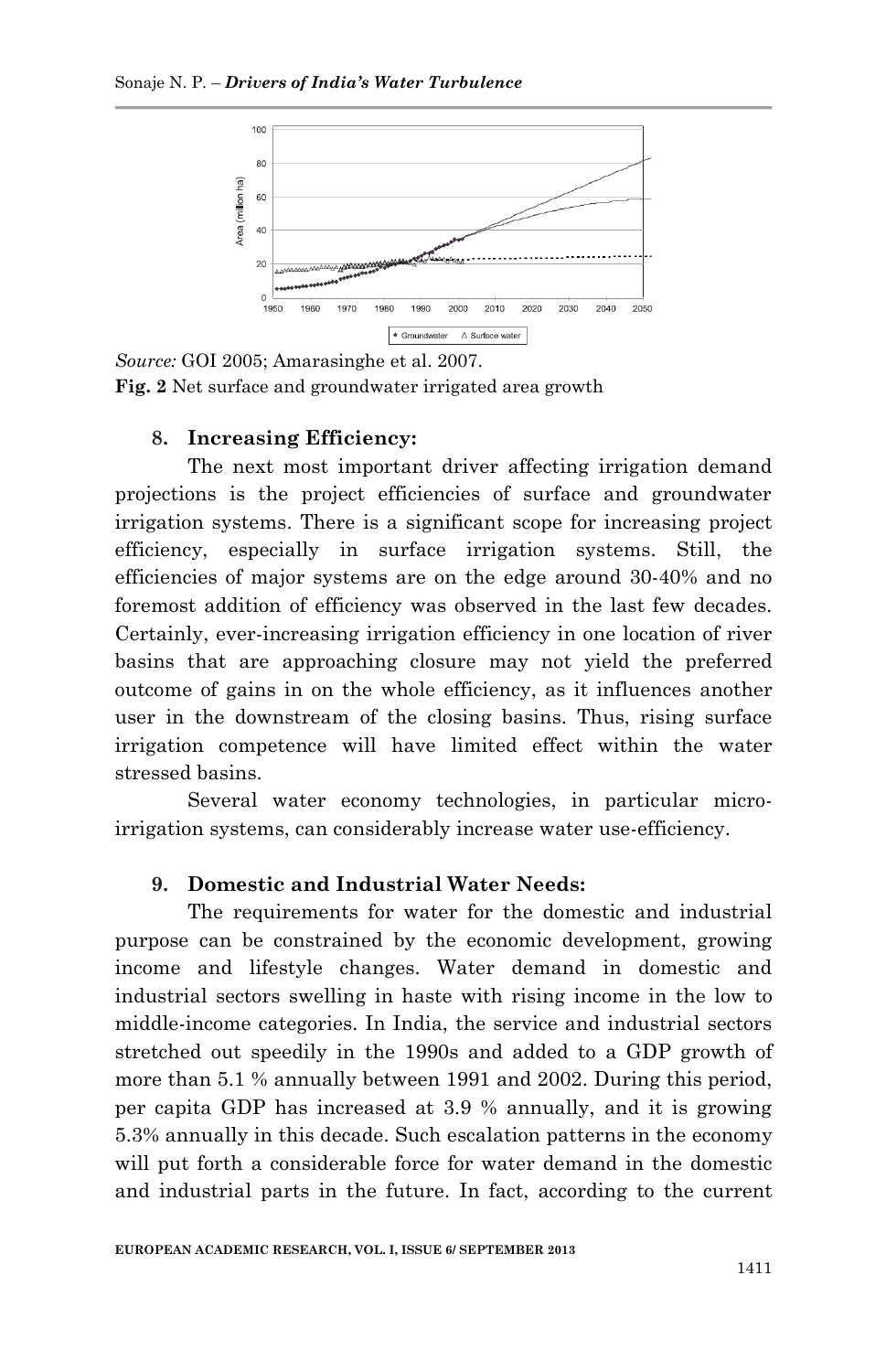*Source:* GOI 2005; Amarasinghe et al. 2007.
**Fig. 2** Net surface and groundwater irrigated area growth

**8. Increasing Efficiency:**

The next most important driver affecting irrigation demand projections is the project efficiencies of surface and groundwater irrigation systems. There is a significant scope for increasing project efficiency, especially in surface irrigation systems. Still, the efficiencies of major systems are on the edge around 30-40% and no foremost addition of efficiency was observed in the last few decades. Certainly, ever-increasing irrigation efficiency in one location of river basins that are approaching closure may not yield the preferred outcome of gains in on the whole efficiency, as it influences another user in the downstream of the closing basins. Thus, rising surface irrigation competence will have limited effect within the water stressed basins.

Several water economy technologies, in particular micro-irrigation systems, can considerably increase water use-efficiency.

**9. Domestic and Industrial Water Needs:**

The requirements for water for the domestic and industrial purpose can be constrained by the economic development, growing income and lifestyle changes. Water demand in domestic and industrial sectors swelling in haste with rising income in the low to middle-income categories. In India, the service and industrial sectors stretched out speedily in the 1990s and added to a GDP growth of more than 5.1 % annually between 1991 and 2002. During this period, per capita GDP has increased at 3.9 % annually, and it is growing 5.3% annually in this decade. Such escalation patterns in the economy will put forth a considerable force for water demand in the domestic and industrial parts in the future. In fact, according to the current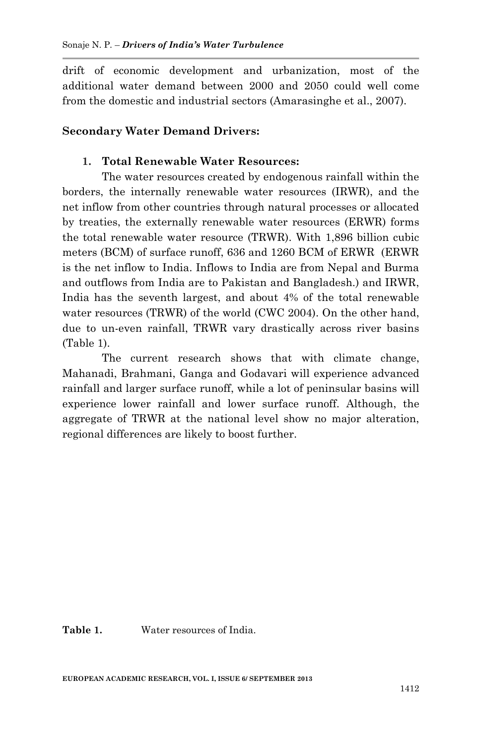drift of economic development and urbanization, most of the additional water demand between 2000 and 2050 could well come from the domestic and industrial sectors (Amarasinghe et al., 2007).

**Secondary Water Demand Drivers:**

1. **Total Renewable Water Resources:**

The water resources created by endogenous rainfall within the borders, the internally renewable water resources (IRWR), and the net inflow from other countries through natural processes or allocated by treaties, the externally renewable water resources (ERWR) forms the total renewable water resource (TRWR). With 1,896 billion cubic meters (BCM) of surface runoff, 636 and 1260 BCM of ERWR (ERWR is the net inflow to India. Inflows to India are from Nepal and Burma and outflows from India are to Pakistan and Bangladesh.) and IRWR, India has the seventh largest, and about 4% of the total renewable water resources (TRWR) of the world (CWC 2004). On the other hand, due to un-even rainfall, TRWR vary drastically across river basins (Table 1).

The current research shows that with climate change, Mahanadi, Brahmani, Ganga and Godavari will experience advanced rainfall and larger surface runoff, while a lot of peninsular basins will experience lower rainfall and lower surface runoff. Although, the aggregate of TRWR at the national level show no major alteration, regional differences are likely to boost further.

**Table 1.** Water resources of India.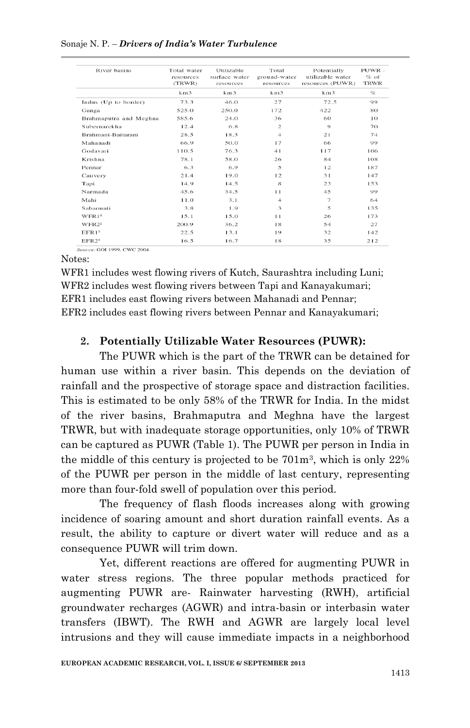| River basins | Total water resources (TRWR) | Utilizable surface water resources | Total ground-water resources | Potentially utilizable water resources (PUWR) | PUWR - % of TRWR |
|---|---|---|---|---|---|
| | km3 | km3 | km3 | km3 | % |
| Indus (Up to border) | 73.3 | 46.0 | 27 | 72.5 | 99 |
| Ganga | 525.0 | 250.0 | 172 | 422 | 80 |
| Brahmaputra and Meghna | 585.6 | 24.0 | 36 | 60 | 10 |
| Subernarekha | 12.4 | 6.8 | 2 | 9 | 70 |
| Brahmani-Baitarani | 28.5 | 18.3 | 4 | 21 | 74 |
| Mahanadi | 66.9 | 50.0 | 17 | 66 | 99 |
| Godavari | 110.5 | 76.3 | 41 | 117 | 106 |
| Krishna | 78.1 | 58.0 | 26 | 84 | 108 |
| Pennar | 6.3 | 6.9 | 5 | 12 | 187 |
| Cauvery | 21.4 | 19.0 | 12 | 31 | 147 |
| Tapi | 14.9 | 14.5 | 8 | 23 | 153 |
| Narmada | 45.6 | 34.5 | 11 | 45 | 99 |
| Mahi | 11.0 | 3.1 | 4 | 7 | 64 |
| Sabarmati | 3.8 | 1.9 | 3 | 5 | 135 |
| WFR1[1] | 15.1 | 15.0 | 11 | 26 | 173 |
| WFR2[2] | 200.9 | 36.2 | 18 | 54 | 27 |
| EFR1[3] | 22.5 | 13.1 | 19 | 32 | 142 |
| EFR2[4] | 16.5 | 16.7 | 18 | 35 | 212 |

*Source:* GOI 1999, CWC 2004

Notes:

WFR1 includes west flowing rivers of Kutch, Saurashtra including Luni;
WFR2 includes west flowing rivers between Tapi and Kanayakumari;
EFR1 includes east flowing rivers between Mahanadi and Pennar;
EFR2 includes east flowing rivers between Pennar and Kanayakumari;

**2. Potentially Utilizable Water Resources (PUWR):**

The PUWR which is the part of the TRWR can be detained for human use within a river basin. This depends on the deviation of rainfall and the prospective of storage space and distraction facilities. This is estimated to be only 58% of the TRWR for India. In the midst of the river basins, Brahmaputra and Meghna have the largest TRWR, but with inadequate storage opportunities, only 10% of TRWR can be captured as PUWR (Table 1). The PUWR per person in India in the middle of this century is projected to be 701m$^3$, which is only 22% of the PUWR per person in the middle of last century, representing more than four-fold swell of population over this period.

The frequency of flash floods increases along with growing incidence of soaring amount and short duration rainfall events. As a result, the ability to capture or divert water will reduce and as a consequence PUWR will trim down.

Yet, different reactions are offered for augmenting PUWR in water stress regions. The three popular methods practiced for augmenting PUWR are- Rainwater harvesting (RWH), artificial groundwater recharges (AGWR) and intra-basin or interbasin water transfers (IBWT). The RWH and AGWR are largely local level intrusions and they will cause immediate impacts in a neighborhood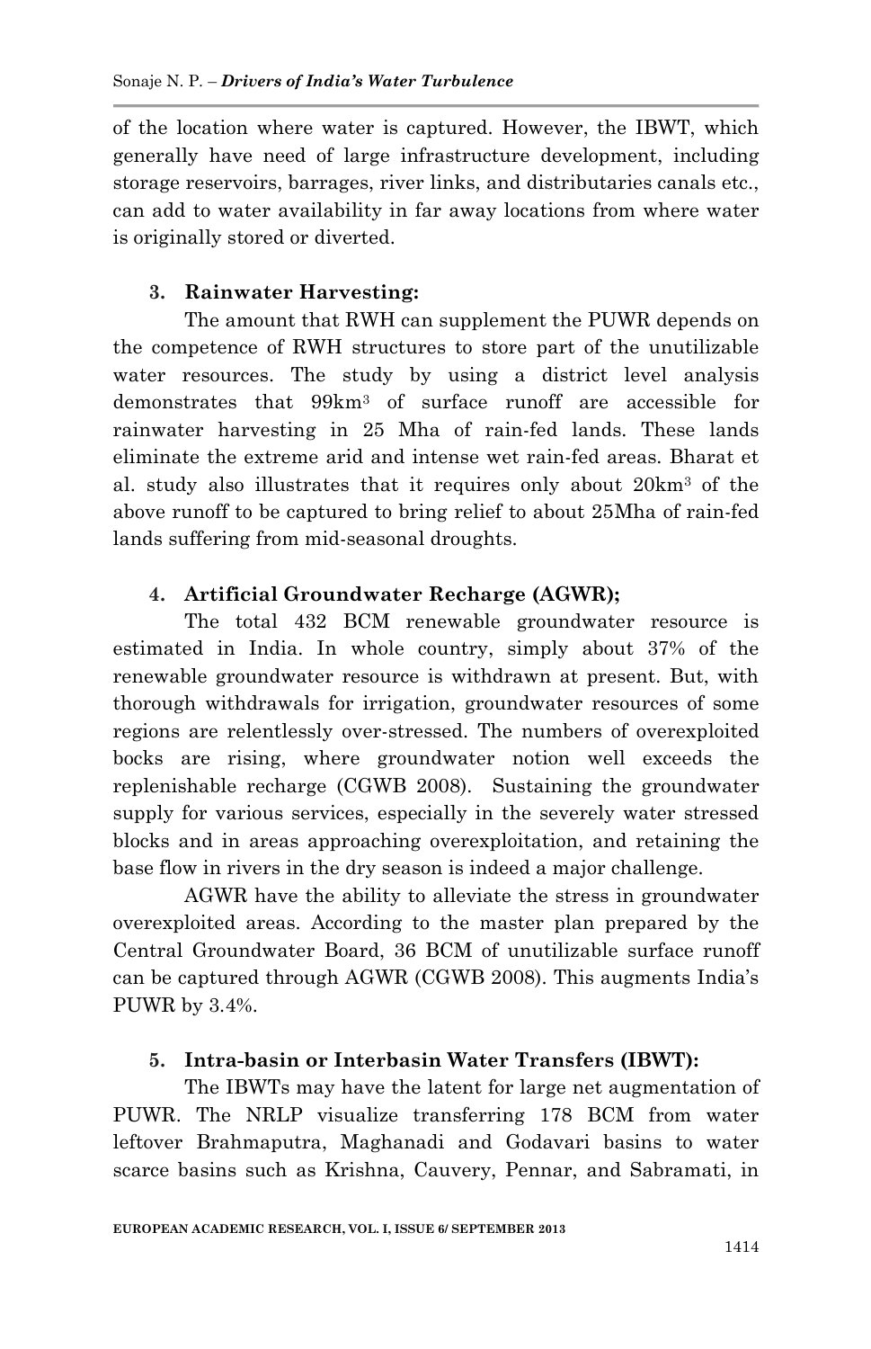of the location where water is captured. However, the IBWT, which generally have need of large infrastructure development, including storage reservoirs, barrages, river links, and distributaries canals etc., can add to water availability in far away locations from where water is originally stored or diverted.

**3. Rainwater Harvesting:**

The amount that RWH can supplement the PUWR depends on the competence of RWH structures to store part of the unutilizable water resources. The study by using a district level analysis demonstrates that 99km$^3$ of surface runoff are accessible for rainwater harvesting in 25 Mha of rain-fed lands. These lands eliminate the extreme arid and intense wet rain-fed areas. Bharat et al. study also illustrates that it requires only about 20km$^3$ of the above runoff to be captured to bring relief to about 25Mha of rain-fed lands suffering from mid-seasonal droughts.

**4. Artificial Groundwater Recharge (AGWR);**

The total 432 BCM renewable groundwater resource is estimated in India. In whole country, simply about 37% of the renewable groundwater resource is withdrawn at present. But, with thorough withdrawals for irrigation, groundwater resources of some regions are relentlessly over-stressed. The numbers of overexploited bocks are rising, where groundwater notion well exceeds the replenishable recharge (CGWB 2008). Sustaining the groundwater supply for various services, especially in the severely water stressed blocks and in areas approaching overexploitation, and retaining the base flow in rivers in the dry season is indeed a major challenge.

AGWR have the ability to alleviate the stress in groundwater overexploited areas. According to the master plan prepared by the Central Groundwater Board, 36 BCM of unutilizable surface runoff can be captured through AGWR (CGWB 2008). This augments India's PUWR by 3.4%.

**5. Intra-basin or Interbasin Water Transfers (IBWT):**

The IBWTs may have the latent for large net augmentation of PUWR. The NRLP visualize transferring 178 BCM from water leftover Brahmaputra, Maghanadi and Godavari basins to water scarce basins such as Krishna, Cauvery, Pennar, and Sabramati, in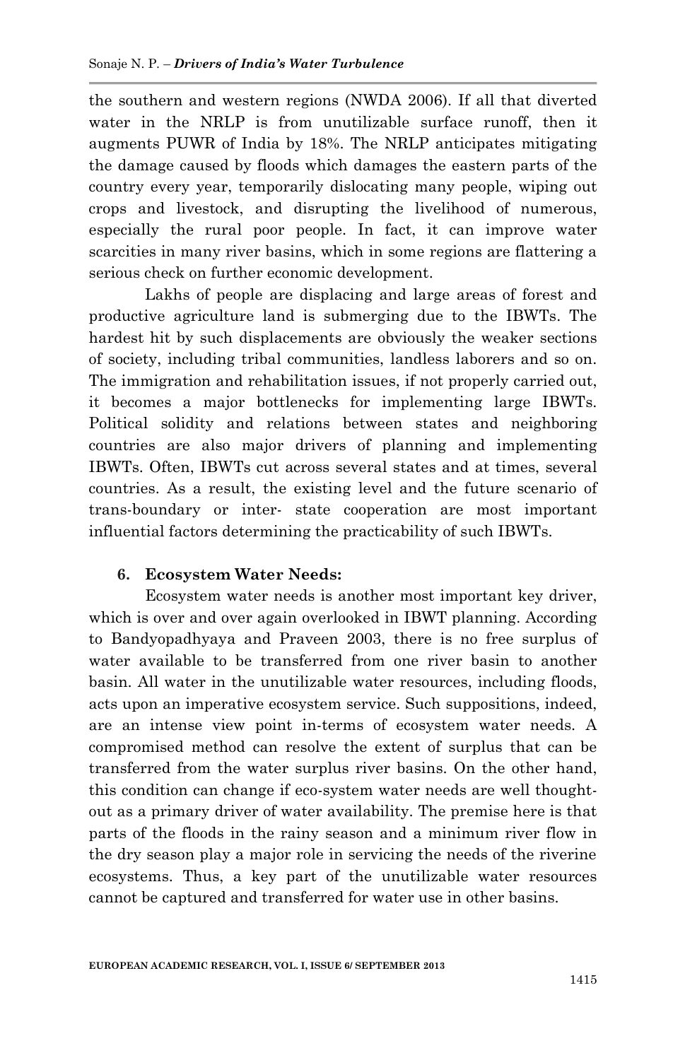the southern and western regions (NWDA 2006). If all that diverted water in the NRLP is from unutilizable surface runoff, then it augments PUWR of India by 18%. The NRLP anticipates mitigating the damage caused by floods which damages the eastern parts of the country every year, temporarily dislocating many people, wiping out crops and livestock, and disrupting the livelihood of numerous, especially the rural poor people. In fact, it can improve water scarcities in many river basins, which in some regions are flattering a serious check on further economic development.

Lakhs of people are displacing and large areas of forest and productive agriculture land is submerging due to the IBWTs. The hardest hit by such displacements are obviously the weaker sections of society, including tribal communities, landless laborers and so on. The immigration and rehabilitation issues, if not properly carried out, it becomes a major bottlenecks for implementing large IBWTs. Political solidity and relations between states and neighboring countries are also major drivers of planning and implementing IBWTs. Often, IBWTs cut across several states and at times, several countries. As a result, the existing level and the future scenario of trans-boundary or inter- state cooperation are most important influential factors determining the practicability of such IBWTs.

## 6. Ecosystem Water Needs:

Ecosystem water needs is another most important key driver, which is over and over again overlooked in IBWT planning. According to Bandyopadhyaya and Praveen 2003, there is no free surplus of water available to be transferred from one river basin to another basin. All water in the unutilizable water resources, including floods, acts upon an imperative ecosystem service. Such suppositions, indeed, are an intense view point in-terms of ecosystem water needs. A compromised method can resolve the extent of surplus that can be transferred from the water surplus river basins. On the other hand, this condition can change if eco-system water needs are well thought-out as a primary driver of water availability. The premise here is that parts of the floods in the rainy season and a minimum river flow in the dry season play a major role in servicing the needs of the riverine ecosystems. Thus, a key part of the unutilizable water resources cannot be captured and transferred for water use in other basins.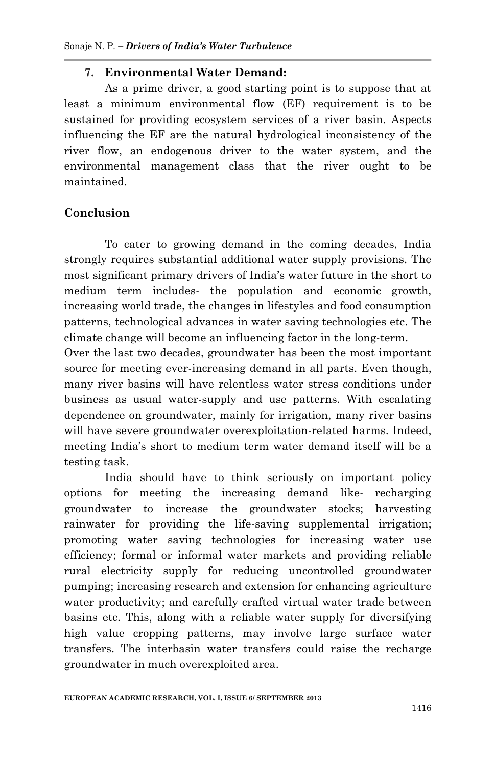### 7. Environmental Water Demand:

As a prime driver, a good starting point is to suppose that at least a minimum environmental flow (EF) requirement is to be sustained for providing ecosystem services of a river basin. Aspects influencing the EF are the natural hydrological inconsistency of the river flow, an endogenous driver to the water system, and the environmental management class that the river ought to be maintained.

## Conclusion

To cater to growing demand in the coming decades, India strongly requires substantial additional water supply provisions. The most significant primary drivers of India's water future in the short to medium term includes- the population and economic growth, increasing world trade, the changes in lifestyles and food consumption patterns, technological advances in water saving technologies etc. The climate change will become an influencing factor in the long-term.

Over the last two decades, groundwater has been the most important source for meeting ever-increasing demand in all parts. Even though, many river basins will have relentless water stress conditions under business as usual water-supply and use patterns. With escalating dependence on groundwater, mainly for irrigation, many river basins will have severe groundwater overexploitation-related harms. Indeed, meeting India's short to medium term water demand itself will be a testing task.

India should have to think seriously on important policy options for meeting the increasing demand like- recharging groundwater to increase the groundwater stocks; harvesting rainwater for providing the life-saving supplemental irrigation; promoting water saving technologies for increasing water use efficiency; formal or informal water markets and providing reliable rural electricity supply for reducing uncontrolled groundwater pumping; increasing research and extension for enhancing agriculture water productivity; and carefully crafted virtual water trade between basins etc. This, along with a reliable water supply for diversifying high value cropping patterns, may involve large surface water transfers. The interbasin water transfers could raise the recharge groundwater in much overexploited area.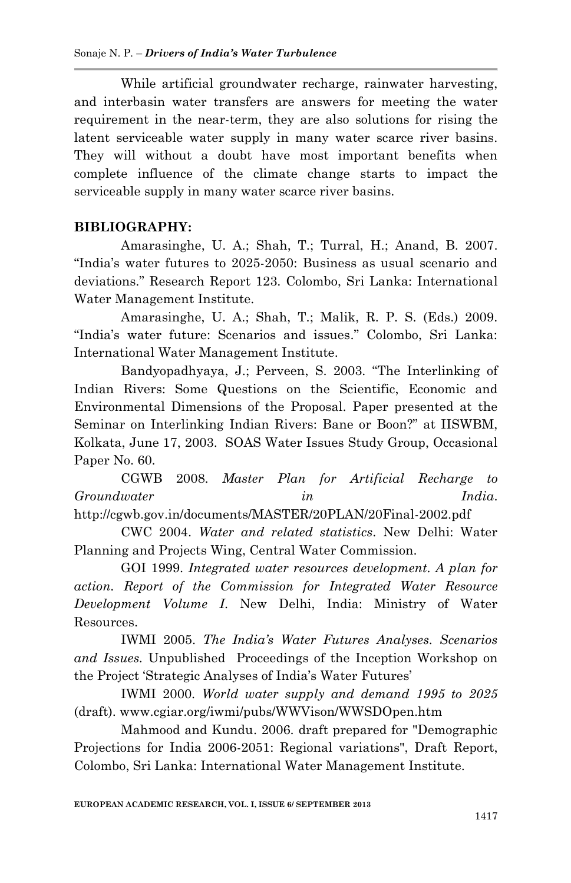While artificial groundwater recharge, rainwater harvesting, and interbasin water transfers are answers for meeting the water requirement in the near-term, they are also solutions for rising the latent serviceable water supply in many water scarce river basins. They will without a doubt have most important benefits when complete influence of the climate change starts to impact the serviceable supply in many water scarce river basins.

**BIBLIOGRAPHY:**

Amarasinghe, U. A.; Shah, T.; Turral, H.; Anand, B. 2007. "India's water futures to 2025-2050: Business as usual scenario and deviations." Research Report 123. Colombo, Sri Lanka: International Water Management Institute.

Amarasinghe, U. A.; Shah, T.; Malik, R. P. S. (Eds.) 2009. "India's water future: Scenarios and issues." Colombo, Sri Lanka: International Water Management Institute.

Bandyopadhyaya, J.; Perveen, S. 2003. "The Interlinking of Indian Rivers: Some Questions on the Scientific, Economic and Environmental Dimensions of the Proposal. Paper presented at the Seminar on Interlinking Indian Rivers: Bane or Boon?" at IISWBM, Kolkata, June 17, 2003. SOAS Water Issues Study Group, Occasional Paper No. 60.

CGWB 2008. *Master Plan for Artificial Recharge to Groundwater in India*. http://cgwb.gov.in/documents/MASTER/20PLAN/20Final-2002.pdf

CWC 2004. *Water and related statistics*. New Delhi: Water Planning and Projects Wing, Central Water Commission.

GOI 1999. *Integrated water resources development. A plan for action. Report of the Commission for Integrated Water Resource Development Volume I.* New Delhi, India: Ministry of Water Resources.

IWMI 2005. *The India's Water Futures Analyses. Scenarios and Issues.* Unpublished Proceedings of the Inception Workshop on the Project 'Strategic Analyses of India's Water Futures'

IWMI 2000. *World water supply and demand 1995 to 2025* (draft). www.cgiar.org/iwmi/pubs/WWVison/WWSDOpen.htm

Mahmood and Kundu. 2006. draft prepared for "Demographic Projections for India 2006-2051: Regional variations", Draft Report, Colombo, Sri Lanka: International Water Management Institute.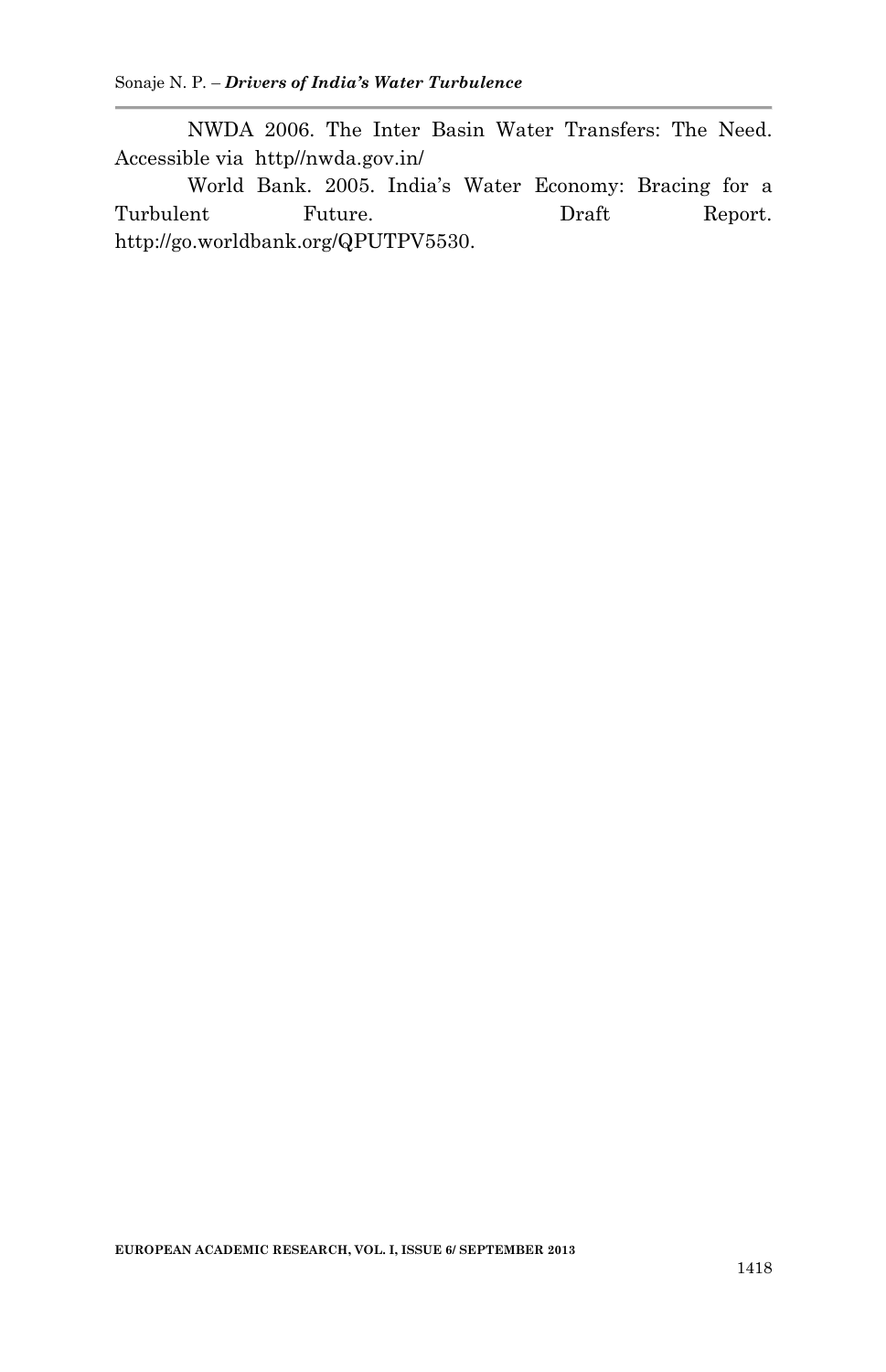NWDA 2006. The Inter Basin Water Transfers: The Need. Accessible via http//nwda.gov.in/

World Bank. 2005. India's Water Economy: Bracing for a Turbulent Future. Draft Report. http://go.worldbank.org/QPUTPV5530.